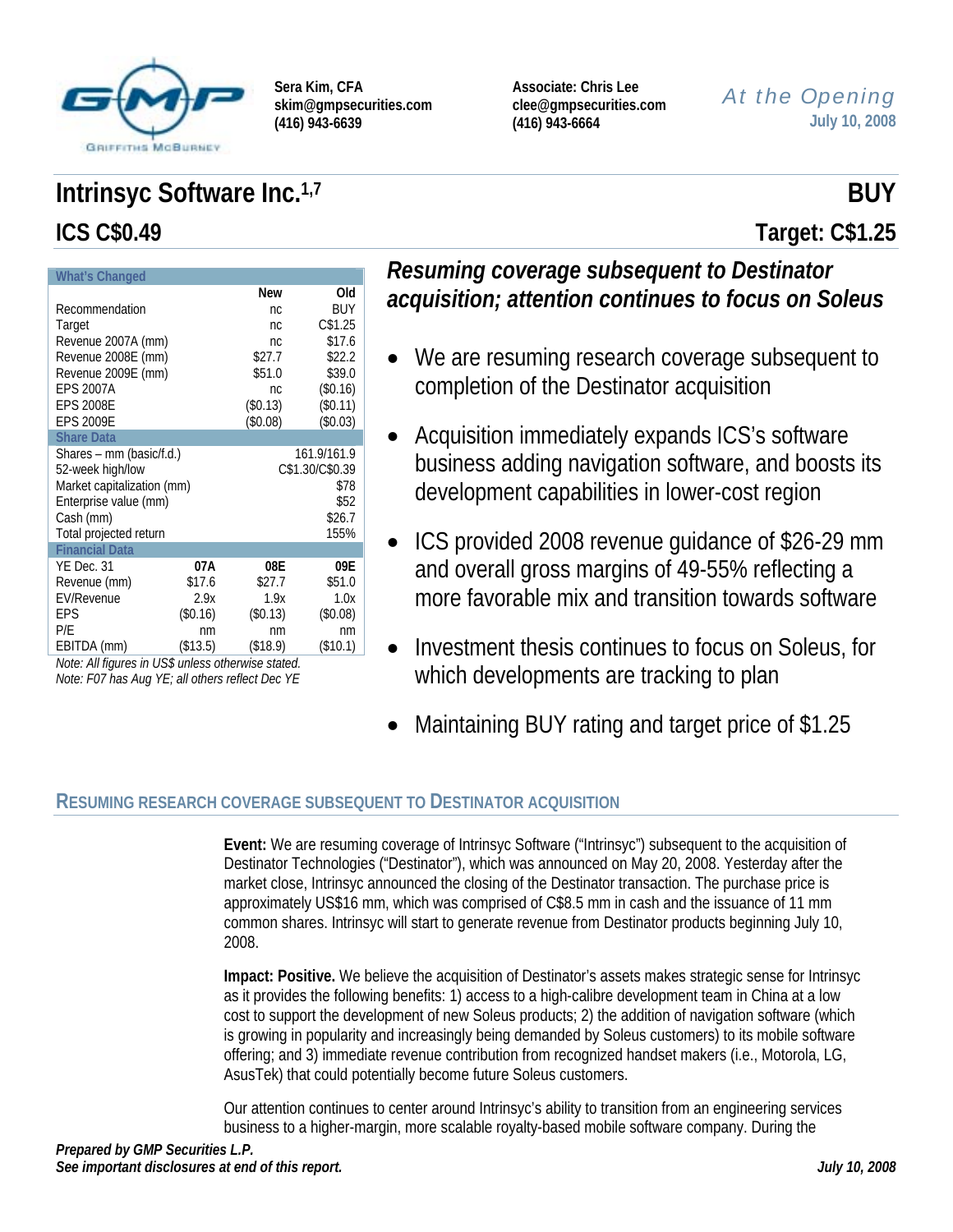Sera Kim, CFA
skim@gmpsecurities.com
(416) 943-6639

Associate: Chris Lee
clee@gmpsecurities.com
(416) 943-6664

*At the Opening*
July 10, 2008

# Intrinsyc Software Inc.[1,7]

## ICS C$0.49

**BUY**
**Target: C$1.25**

| What's Changed | | New | Old |
|---|---|---|---|
| Recommendation | | nc | BUY |
| Target | | nc | C$1.25 |
| Revenue 2007A (mm) | | nc | $17.6 |
| Revenue 2008E (mm) | | $27.7 | $22.2 |
| Revenue 2009E (mm) | | $51.0 | $39.0 |
| EPS 2007A | | nc | ($0.16) |
| EPS 2008E | | ($0.13) | ($0.11) |
| EPS 2009E | | ($0.08) | ($0.03) |
| **Share Data** | | | |
| Shares – mm (basic/f.d.) | | | 161.9/161.9 |
| 52-week high/low | | | C$1.30/C$0.39 |
| Market capitalization (mm) | | | $78 |
| Enterprise value (mm) | | | $52 |
| Cash (mm) | | | $26.7 |
| Total projected return | | | 155% |
| **Financial Data** | | | |
| YE Dec. 31 | 07A | 08E | 09E |
| Revenue (mm) | $17.6 | $27.7 | $51.0 |
| EV/Revenue | 2.9x | 1.9x | 1.0x |
| EPS | ($0.16) | ($0.13) | ($0.08) |
| P/E | nm | nm | nm |
| EBITDA (mm) | ($13.5) | ($18.9) | ($10.1) |

*Note: All figures in US$ unless otherwise stated.*
*Note: F07 has Aug YE; all others reflect Dec YE*

## *Resuming coverage subsequent to Destinator acquisition; attention continues to focus on Soleus*

- We are resuming research coverage subsequent to completion of the Destinator acquisition
- Acquisition immediately expands ICS's software business adding navigation software, and boosts its development capabilities in lower-cost region
- ICS provided 2008 revenue guidance of $26-29 mm and overall gross margins of 49-55% reflecting a more favorable mix and transition towards software
- Investment thesis continues to focus on Soleus, for which developments are tracking to plan
- Maintaining BUY rating and target price of $1.25

## Resuming Research Coverage Subsequent to Destinator Acquisition

**Event:** We are resuming coverage of Intrinsyc Software ("Intrinsyc") subsequent to the acquisition of Destinator Technologies ("Destinator"), which was announced on May 20, 2008. Yesterday after the market close, Intrinsyc announced the closing of the Destinator transaction. The purchase price is approximately US$16 mm, which was comprised of C$8.5 mm in cash and the issuance of 11 mm common shares. Intrinsyc will start to generate revenue from Destinator products beginning July 10, 2008.

**Impact: Positive.** We believe the acquisition of Destinator's assets makes strategic sense for Intrinsyc as it provides the following benefits: 1) access to a high-calibre development team in China at a low cost to support the development of new Soleus products; 2) the addition of navigation software (which is growing in popularity and increasingly being demanded by Soleus customers) to its mobile software offering; and 3) immediate revenue contribution from recognized handset makers (i.e., Motorola, LG, AsusTek) that could potentially become future Soleus customers.

Our attention continues to center around Intrinsyc's ability to transition from an engineering services business to a higher-margin, more scalable royalty-based mobile software company. During the

*Prepared by GMP Securities L.P.*
*See important disclosures at end of this report.*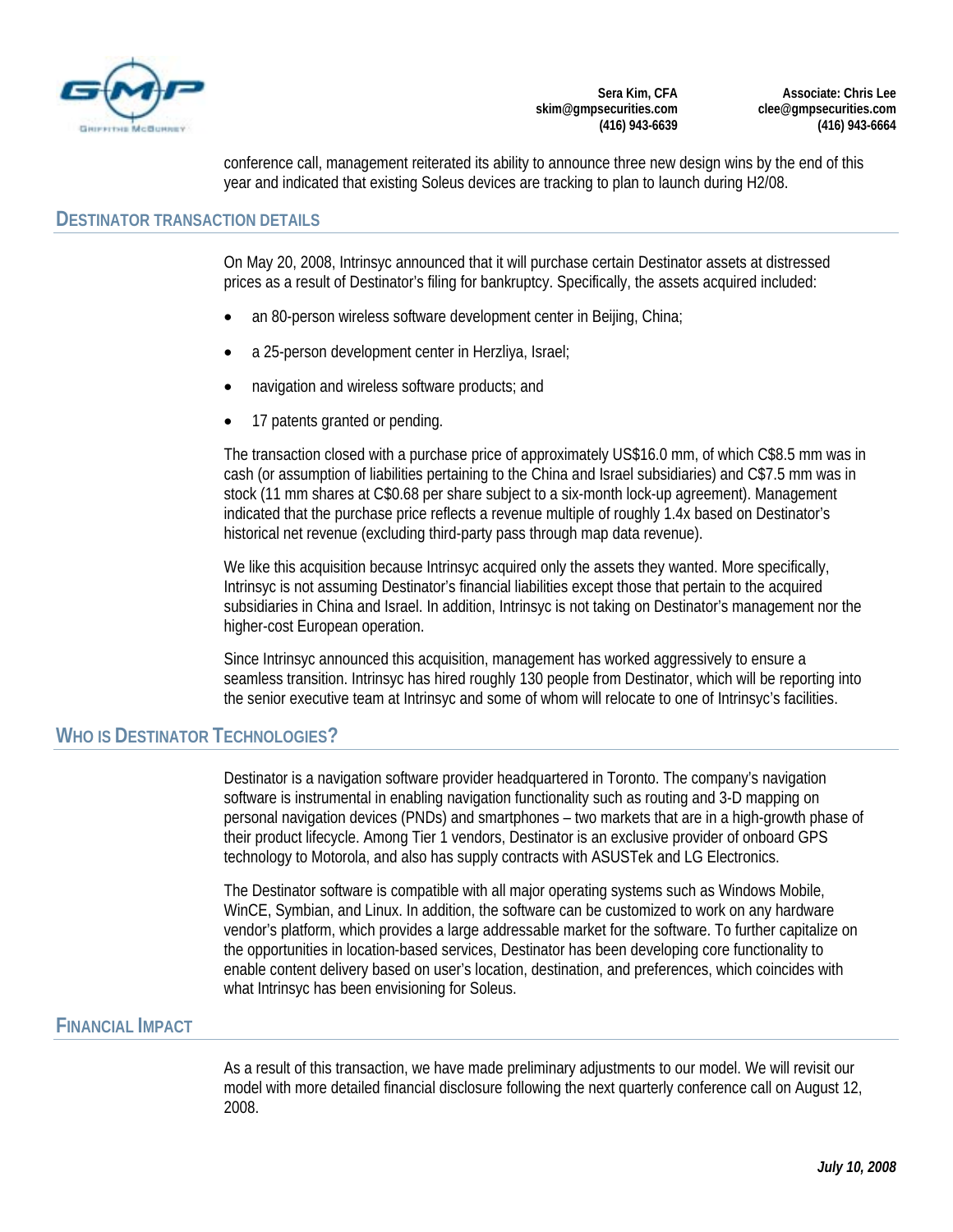conference call, management reiterated its ability to announce three new design wins by the end of this year and indicated that existing Soleus devices are tracking to plan to launch during H2/08.

## DESTINATOR TRANSACTION DETAILS

On May 20, 2008, Intrinsyc announced that it will purchase certain Destinator assets at distressed prices as a result of Destinator's filing for bankruptcy. Specifically, the assets acquired included:

- an 80-person wireless software development center in Beijing, China;
- a 25-person development center in Herzliya, Israel;
- navigation and wireless software products; and
- 17 patents granted or pending.

The transaction closed with a purchase price of approximately US$16.0 mm, of which C$8.5 mm was in cash (or assumption of liabilities pertaining to the China and Israel subsidiaries) and C$7.5 mm was in stock (11 mm shares at C$0.68 per share subject to a six-month lock-up agreement). Management indicated that the purchase price reflects a revenue multiple of roughly 1.4x based on Destinator's historical net revenue (excluding third-party pass through map data revenue).

We like this acquisition because Intrinsyc acquired only the assets they wanted. More specifically, Intrinsyc is not assuming Destinator's financial liabilities except those that pertain to the acquired subsidiaries in China and Israel. In addition, Intrinsyc is not taking on Destinator's management nor the higher-cost European operation.

Since Intrinsyc announced this acquisition, management has worked aggressively to ensure a seamless transition. Intrinsyc has hired roughly 130 people from Destinator, which will be reporting into the senior executive team at Intrinsyc and some of whom will relocate to one of Intrinsyc's facilities.

## WHO IS DESTINATOR TECHNOLOGIES?

Destinator is a navigation software provider headquartered in Toronto. The company's navigation software is instrumental in enabling navigation functionality such as routing and 3-D mapping on personal navigation devices (PNDs) and smartphones – two markets that are in a high-growth phase of their product lifecycle. Among Tier 1 vendors, Destinator is an exclusive provider of onboard GPS technology to Motorola, and also has supply contracts with ASUSTek and LG Electronics.

The Destinator software is compatible with all major operating systems such as Windows Mobile, WinCE, Symbian, and Linux. In addition, the software can be customized to work on any hardware vendor's platform, which provides a large addressable market for the software. To further capitalize on the opportunities in location-based services, Destinator has been developing core functionality to enable content delivery based on user's location, destination, and preferences, which coincides with what Intrinsyc has been envisioning for Soleus.

## FINANCIAL IMPACT

As a result of this transaction, we have made preliminary adjustments to our model. We will revisit our model with more detailed financial disclosure following the next quarterly conference call on August 12, 2008.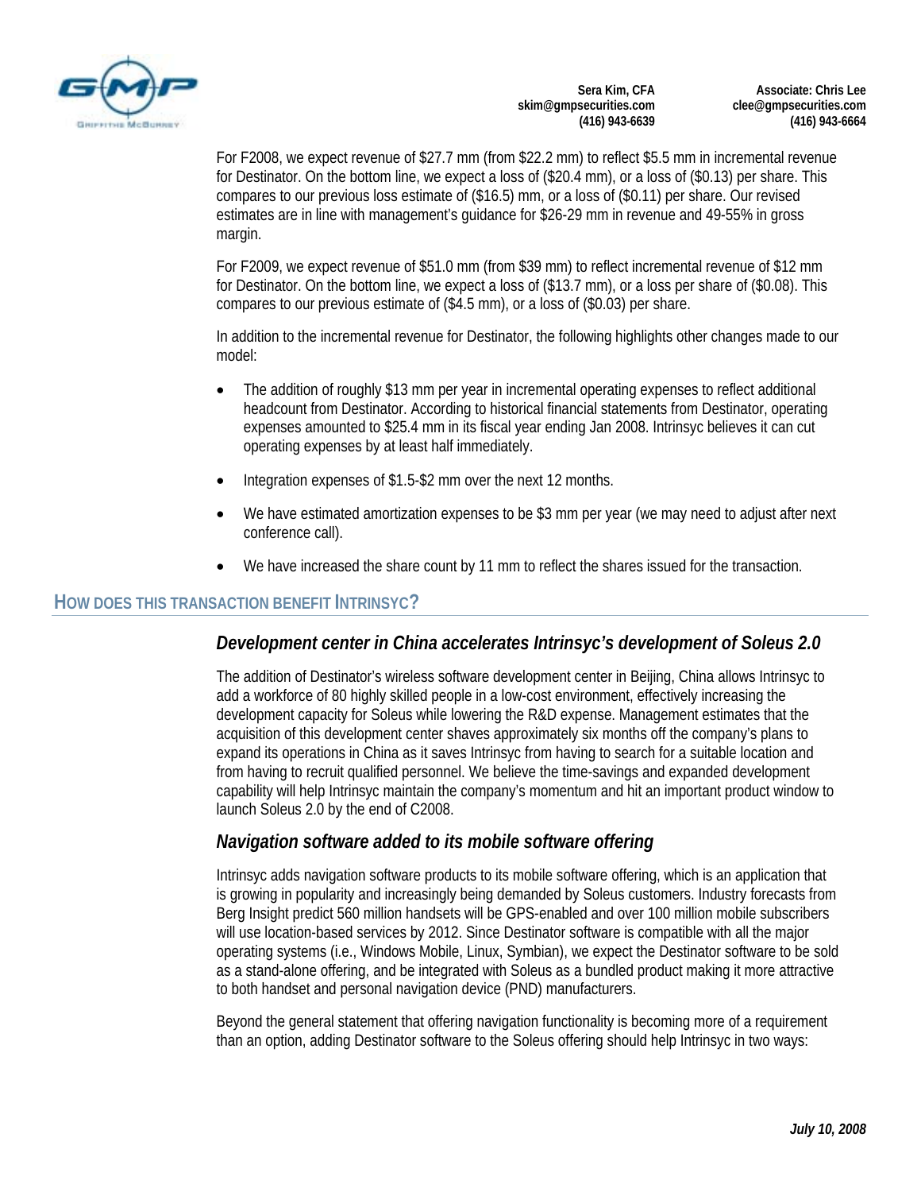For F2008, we expect revenue of $27.7 mm (from $22.2 mm) to reflect $5.5 mm in incremental revenue for Destinator. On the bottom line, we expect a loss of ($20.4 mm), or a loss of ($0.13) per share. This compares to our previous loss estimate of ($16.5) mm, or a loss of ($0.11) per share. Our revised estimates are in line with management's guidance for $26-29 mm in revenue and 49-55% in gross margin.

For F2009, we expect revenue of $51.0 mm (from $39 mm) to reflect incremental revenue of $12 mm for Destinator. On the bottom line, we expect a loss of ($13.7 mm), or a loss per share of ($0.08). This compares to our previous estimate of ($4.5 mm), or a loss of ($0.03) per share.

In addition to the incremental revenue for Destinator, the following highlights other changes made to our model:

- The addition of roughly $13 mm per year in incremental operating expenses to reflect additional headcount from Destinator. According to historical financial statements from Destinator, operating expenses amounted to $25.4 mm in its fiscal year ending Jan 2008. Intrinsyc believes it can cut operating expenses by at least half immediately.
- Integration expenses of $1.5-$2 mm over the next 12 months.
- We have estimated amortization expenses to be $3 mm per year (we may need to adjust after next conference call).
- We have increased the share count by 11 mm to reflect the shares issued for the transaction.

## How does this transaction benefit Intrinsyc?

### *Development center in China accelerates Intrinsyc's development of Soleus 2.0*

The addition of Destinator's wireless software development center in Beijing, China allows Intrinsyc to add a workforce of 80 highly skilled people in a low-cost environment, effectively increasing the development capacity for Soleus while lowering the R&D expense. Management estimates that the acquisition of this development center shaves approximately six months off the company's plans to expand its operations in China as it saves Intrinsyc from having to search for a suitable location and from having to recruit qualified personnel. We believe the time-savings and expanded development capability will help Intrinsyc maintain the company's momentum and hit an important product window to launch Soleus 2.0 by the end of C2008.

### *Navigation software added to its mobile software offering*

Intrinsyc adds navigation software products to its mobile software offering, which is an application that is growing in popularity and increasingly being demanded by Soleus customers. Industry forecasts from Berg Insight predict 560 million handsets will be GPS-enabled and over 100 million mobile subscribers will use location-based services by 2012. Since Destinator software is compatible with all the major operating systems (i.e., Windows Mobile, Linux, Symbian), we expect the Destinator software to be sold as a stand-alone offering, and be integrated with Soleus as a bundled product making it more attractive to both handset and personal navigation device (PND) manufacturers.

Beyond the general statement that offering navigation functionality is becoming more of a requirement than an option, adding Destinator software to the Soleus offering should help Intrinsyc in two ways: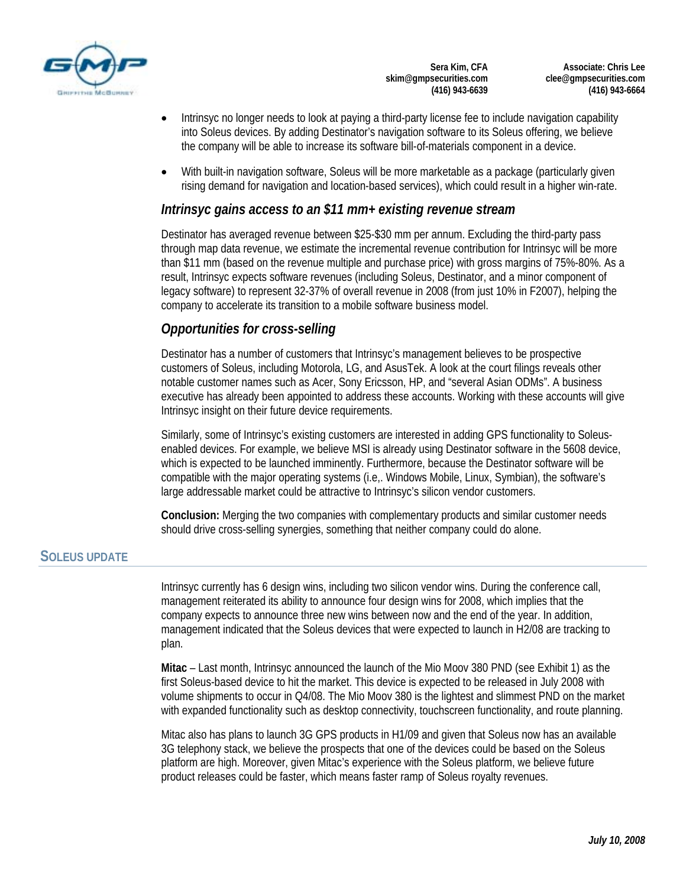- Intrinsyc no longer needs to look at paying a third-party license fee to include navigation capability into Soleus devices. By adding Destinator's navigation software to its Soleus offering, we believe the company will be able to increase its software bill-of-materials component in a device.
- With built-in navigation software, Soleus will be more marketable as a package (particularly given rising demand for navigation and location-based services), which could result in a higher win-rate.

### *Intrinsyc gains access to an $11 mm+ existing revenue stream*

Destinator has averaged revenue between $25-$30 mm per annum. Excluding the third-party pass through map data revenue, we estimate the incremental revenue contribution for Intrinsyc will be more than $11 mm (based on the revenue multiple and purchase price) with gross margins of 75%-80%. As a result, Intrinsyc expects software revenues (including Soleus, Destinator, and a minor component of legacy software) to represent 32-37% of overall revenue in 2008 (from just 10% in F2007), helping the company to accelerate its transition to a mobile software business model.

### *Opportunities for cross-selling*

Destinator has a number of customers that Intrinsyc's management believes to be prospective customers of Soleus, including Motorola, LG, and AsusTek. A look at the court filings reveals other notable customer names such as Acer, Sony Ericsson, HP, and "several Asian ODMs". A business executive has already been appointed to address these accounts. Working with these accounts will give Intrinsyc insight on their future device requirements.

Similarly, some of Intrinsyc's existing customers are interested in adding GPS functionality to Soleus-enabled devices. For example, we believe MSI is already using Destinator software in the 5608 device, which is expected to be launched imminently. Furthermore, because the Destinator software will be compatible with the major operating systems (i.e,. Windows Mobile, Linux, Symbian), the software's large addressable market could be attractive to Intrinsyc's silicon vendor customers.

**Conclusion:** Merging the two companies with complementary products and similar customer needs should drive cross-selling synergies, something that neither company could do alone.

## SOLEUS UPDATE

Intrinsyc currently has 6 design wins, including two silicon vendor wins. During the conference call, management reiterated its ability to announce four design wins for 2008, which implies that the company expects to announce three new wins between now and the end of the year. In addition, management indicated that the Soleus devices that were expected to launch in H2/08 are tracking to plan.

**Mitac** – Last month, Intrinsyc announced the launch of the Mio Moov 380 PND (see Exhibit 1) as the first Soleus-based device to hit the market. This device is expected to be released in July 2008 with volume shipments to occur in Q4/08. The Mio Moov 380 is the lightest and slimmest PND on the market with expanded functionality such as desktop connectivity, touchscreen functionality, and route planning.

Mitac also has plans to launch 3G GPS products in H1/09 and given that Soleus now has an available 3G telephony stack, we believe the prospects that one of the devices could be based on the Soleus platform are high. Moreover, given Mitac's experience with the Soleus platform, we believe future product releases could be faster, which means faster ramp of Soleus royalty revenues.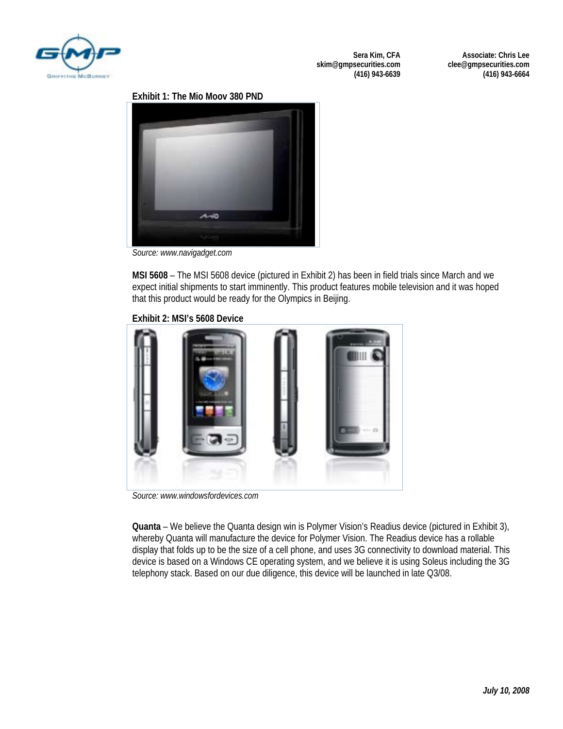**Exhibit 1: The Mio Moov 380 PND**

*Source: www.navigadget.com*

**MSI 5608** – The MSI 5608 device (pictured in Exhibit 2) has been in field trials since March and we expect initial shipments to start imminently. This product features mobile television and it was hoped that this product would be ready for the Olympics in Beijing.

**Exhibit 2: MSI's 5608 Device**

*Source: www.windowsfordevices.com*

**Quanta** – We believe the Quanta design win is Polymer Vision's Readius device (pictured in Exhibit 3), whereby Quanta will manufacture the device for Polymer Vision. The Readius device has a rollable display that folds up to be the size of a cell phone, and uses 3G connectivity to download material. This device is based on a Windows CE operating system, and we believe it is using Soleus including the 3G telephony stack. Based on our due diligence, this device will be launched in late Q3/08.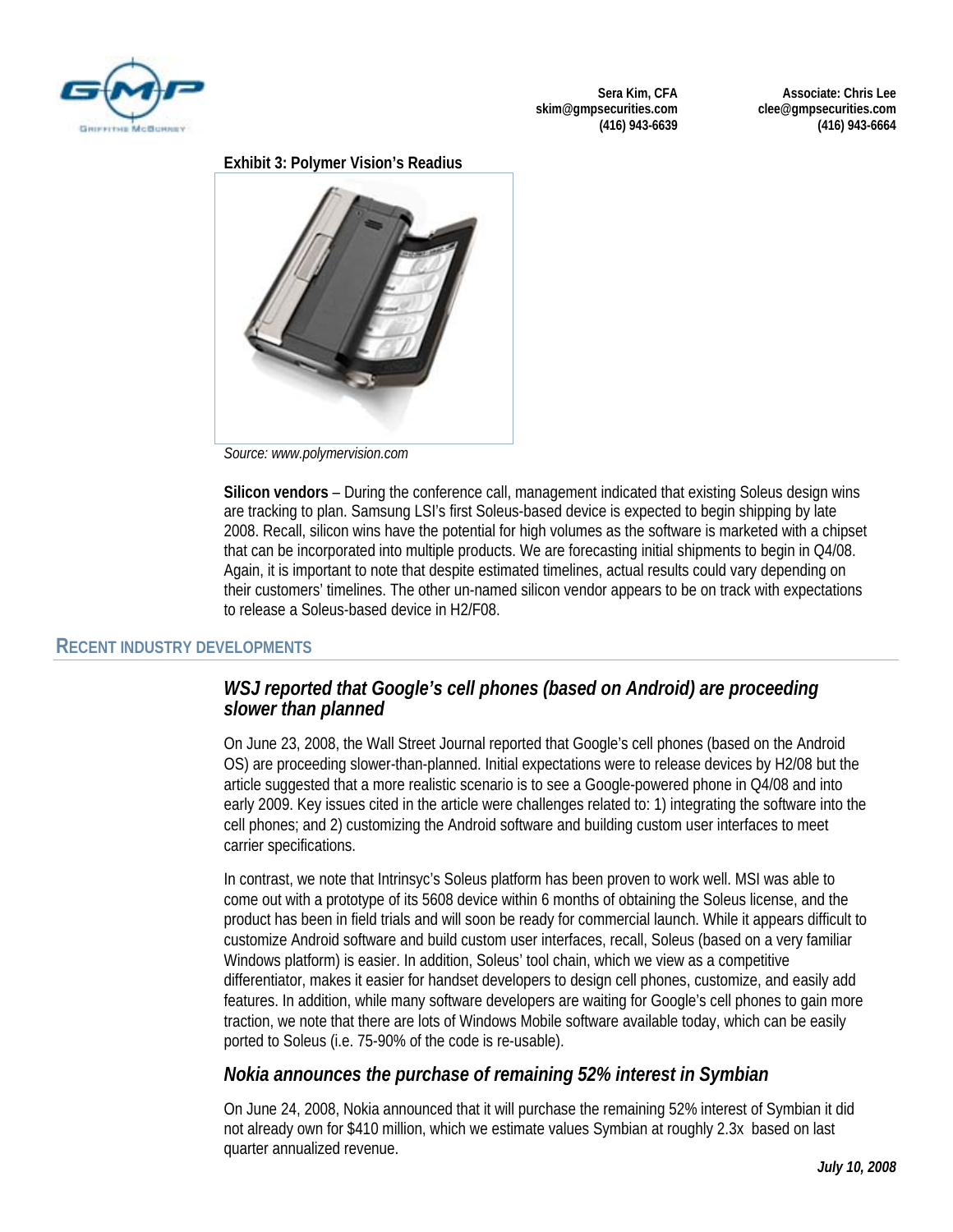**Exhibit 3: Polymer Vision's Readius**

*Source: www.polymervision.com*

**Silicon vendors** – During the conference call, management indicated that existing Soleus design wins are tracking to plan. Samsung LSI's first Soleus-based device is expected to begin shipping by late 2008. Recall, silicon wins have the potential for high volumes as the software is marketed with a chipset that can be incorporated into multiple products. We are forecasting initial shipments to begin in Q4/08. Again, it is important to note that despite estimated timelines, actual results could vary depending on their customers' timelines. The other un-named silicon vendor appears to be on track with expectations to release a Soleus-based device in H2/F08.

## RECENT INDUSTRY DEVELOPMENTS

### *WSJ reported that Google's cell phones (based on Android) are proceeding slower than planned*

On June 23, 2008, the Wall Street Journal reported that Google's cell phones (based on the Android OS) are proceeding slower-than-planned. Initial expectations were to release devices by H2/08 but the article suggested that a more realistic scenario is to see a Google-powered phone in Q4/08 and into early 2009. Key issues cited in the article were challenges related to: 1) integrating the software into the cell phones; and 2) customizing the Android software and building custom user interfaces to meet carrier specifications.

In contrast, we note that Intrinsyc's Soleus platform has been proven to work well. MSI was able to come out with a prototype of its 5608 device within 6 months of obtaining the Soleus license, and the product has been in field trials and will soon be ready for commercial launch. While it appears difficult to customize Android software and build custom user interfaces, recall, Soleus (based on a very familiar Windows platform) is easier. In addition, Soleus' tool chain, which we view as a competitive differentiator, makes it easier for handset developers to design cell phones, customize, and easily add features. In addition, while many software developers are waiting for Google's cell phones to gain more traction, we note that there are lots of Windows Mobile software available today, which can be easily ported to Soleus (i.e. 75-90% of the code is re-usable).

### *Nokia announces the purchase of remaining 52% interest in Symbian*

On June 24, 2008, Nokia announced that it will purchase the remaining 52% interest of Symbian it did not already own for $410 million, which we estimate values Symbian at roughly 2.3x based on last quarter annualized revenue.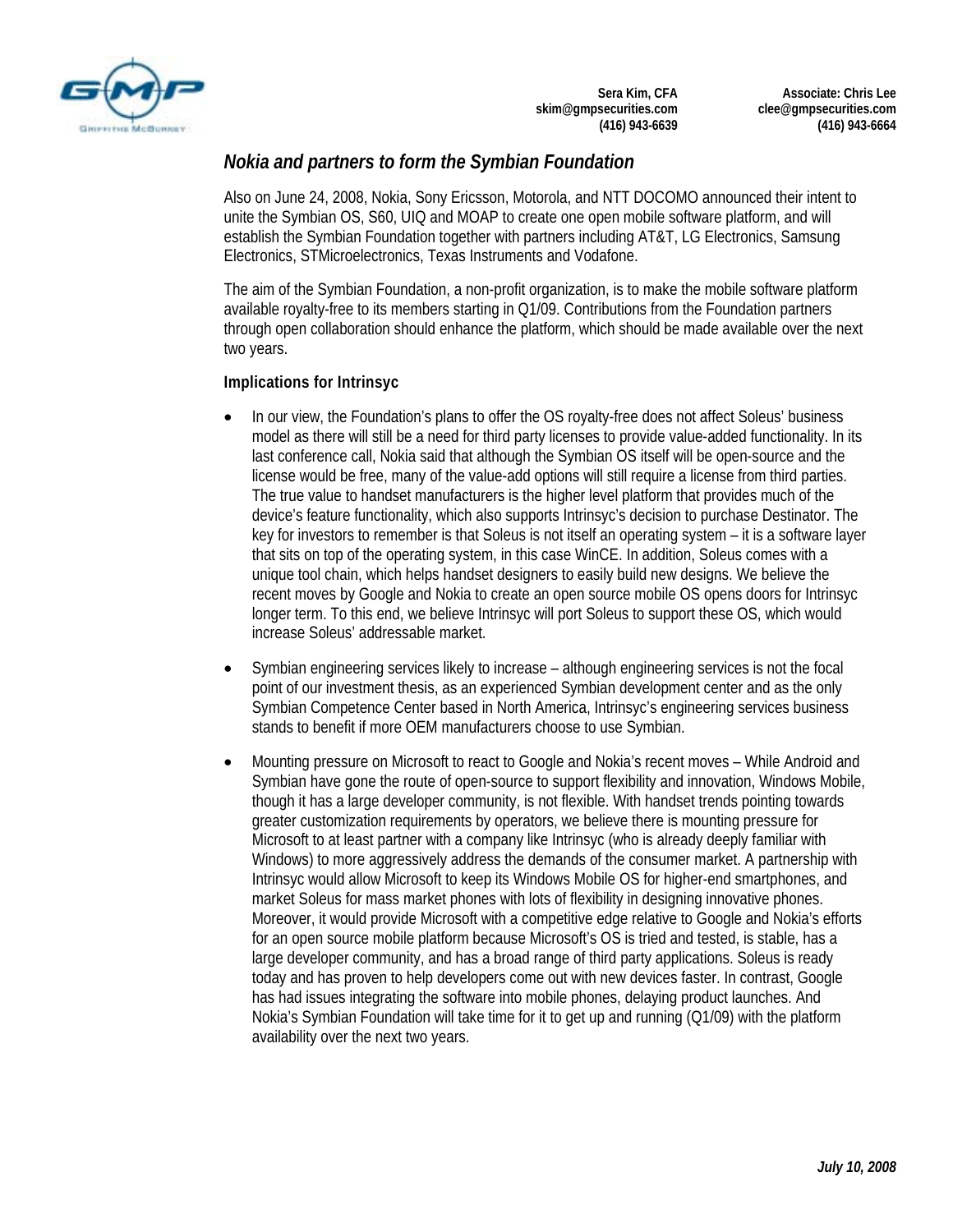## Nokia and partners to form the Symbian Foundation

Also on June 24, 2008, Nokia, Sony Ericsson, Motorola, and NTT DOCOMO announced their intent to unite the Symbian OS, S60, UIQ and MOAP to create one open mobile software platform, and will establish the Symbian Foundation together with partners including AT&T, LG Electronics, Samsung Electronics, STMicroelectronics, Texas Instruments and Vodafone.

The aim of the Symbian Foundation, a non-profit organization, is to make the mobile software platform available royalty-free to its members starting in Q1/09. Contributions from the Foundation partners through open collaboration should enhance the platform, which should be made available over the next two years.

**Implications for Intrinsyc**

- In our view, the Foundation's plans to offer the OS royalty-free does not affect Soleus' business model as there will still be a need for third party licenses to provide value-added functionality. In its last conference call, Nokia said that although the Symbian OS itself will be open-source and the license would be free, many of the value-add options will still require a license from third parties. The true value to handset manufacturers is the higher level platform that provides much of the device's feature functionality, which also supports Intrinsyc's decision to purchase Destinator. The key for investors to remember is that Soleus is not itself an operating system – it is a software layer that sits on top of the operating system, in this case WinCE. In addition, Soleus comes with a unique tool chain, which helps handset designers to easily build new designs. We believe the recent moves by Google and Nokia to create an open source mobile OS opens doors for Intrinsyc longer term. To this end, we believe Intrinsyc will port Soleus to support these OS, which would increase Soleus' addressable market.
- Symbian engineering services likely to increase – although engineering services is not the focal point of our investment thesis, as an experienced Symbian development center and as the only Symbian Competence Center based in North America, Intrinsyc's engineering services business stands to benefit if more OEM manufacturers choose to use Symbian.
- Mounting pressure on Microsoft to react to Google and Nokia's recent moves – While Android and Symbian have gone the route of open-source to support flexibility and innovation, Windows Mobile, though it has a large developer community, is not flexible. With handset trends pointing towards greater customization requirements by operators, we believe there is mounting pressure for Microsoft to at least partner with a company like Intrinsyc (who is already deeply familiar with Windows) to more aggressively address the demands of the consumer market. A partnership with Intrinsyc would allow Microsoft to keep its Windows Mobile OS for higher-end smartphones, and market Soleus for mass market phones with lots of flexibility in designing innovative phones. Moreover, it would provide Microsoft with a competitive edge relative to Google and Nokia's efforts for an open source mobile platform because Microsoft's OS is tried and tested, is stable, has a large developer community, and has a broad range of third party applications. Soleus is ready today and has proven to help developers come out with new devices faster. In contrast, Google has had issues integrating the software into mobile phones, delaying product launches. And Nokia's Symbian Foundation will take time for it to get up and running (Q1/09) with the platform availability over the next two years.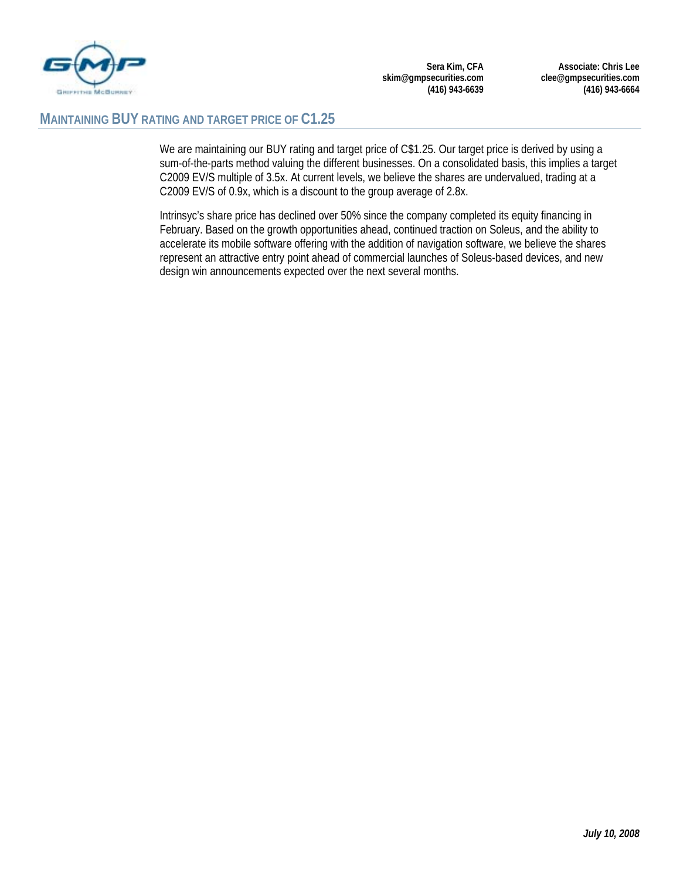## MAINTAINING BUY RATING AND TARGET PRICE OF C1.25

We are maintaining our BUY rating and target price of C$1.25. Our target price is derived by using a sum-of-the-parts method valuing the different businesses. On a consolidated basis, this implies a target C2009 EV/S multiple of 3.5x. At current levels, we believe the shares are undervalued, trading at a C2009 EV/S of 0.9x, which is a discount to the group average of 2.8x.

Intrinsyc's share price has declined over 50% since the company completed its equity financing in February. Based on the growth opportunities ahead, continued traction on Soleus, and the ability to accelerate its mobile software offering with the addition of navigation software, we believe the shares represent an attractive entry point ahead of commercial launches of Soleus-based devices, and new design win announcements expected over the next several months.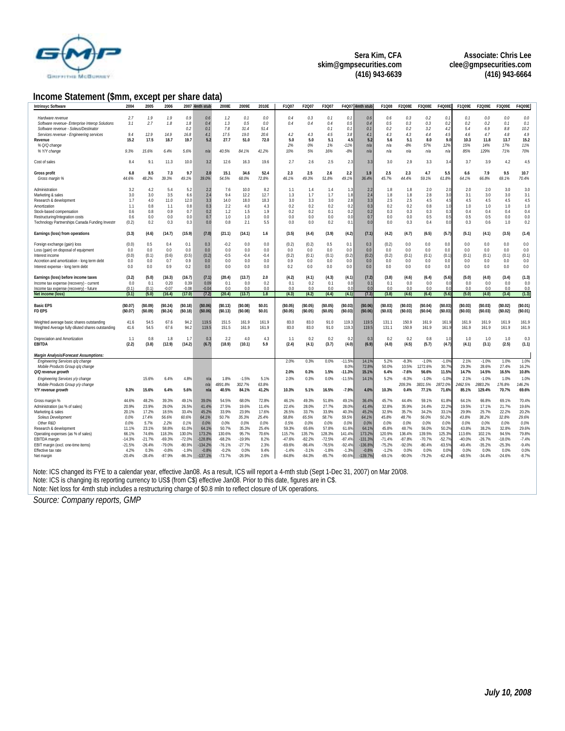Sera Kim, CFA
skim@gmpsecurities.com
(416) 943-6639

Associate: Chris Lee
clee@gmpsecurities.com
(416) 943-6664

## Income Statement ($mm, except per share data)

| Intrinsyc Software | 2004 | 2005 | 2006 | 2007 | 4mth stub | 2008E | 2009E | 2010E | F1Q07 | F2Q07 | F3Q07 | F4Q07 | 4mth stub | F1Q08 | F2Q08E | F3Q08E | F4Q08E | F1Q09E | F2Q09E | F3Q09E | F4Q09E |
|---|---|---|---|---|---|---|---|---|---|---|---|---|---|---|---|---|---|---|---|---|---|
| *Hardware revenue* | *2.7* | *1.9* | *1.9* | *0.9* | *0.6* | *1.2* | *0.1* | *0.0* | *0.4* | *0.3* | *0.1* | *0.1* | *0.6* | *0.6* | *0.3* | *0.2* | *0.1* | *0.1* | *0.0* | *0.0* | *0.0* |
| *Software revenue- Enterprise Interop Solutions* | *3.1* | *2.7* | *1.8* | *1.8* | *0.4* | *1.3* | *0.5* | *0.0* | *0.4* | *0.4* | *0.4* | *0.5* | *0.4* | *0.5* | *0.3* | *0.3* | *0.2* | *0.2* | *0.2* | *0.1* | *0.1* |
| *Software revenue - Soleus/Destinator* | | | | *0.2* | *0.1* | *7.8* | *31.4* | *51.4* | | | *0.1* | *0.1* | *0.1* | *0.2* | *0.2* | *3.2* | *4.2* | *5.4* | *6.9* | *8.8* | *10.2* |
| *Services revenue - Engineering services* | *9.4* | *12.9* | *14.9* | *16.8* | *4.1* | *17.5* | *19.0* | *20.6* | *4.2* | *4.3* | *4.5* | *3.8* | *4.1* | *4.3* | *4.3* | *4.4* | *4.5* | *4.6* | *4.7* | *4.8* | *4.9* |
| **Revenue** | **15.2** | **17.5** | **18.7** | **19.7** | **5.2** | **27.7** | **51.0** | **72.0** | **5.0** | **5.0** | **5.1** | **4.5** | **5.2** | **5.6** | **5.1** | **8.0** | **9.0** | **10.3** | **11.8** | **13.7** | **15.2** |
| *% Q/Q change* | | | | | | | | | *2%* | *0%* | *1%* | *-11%* | *n/a* | *n/a* | *-8%* | *57%* | *12%* | *15%* | *14%* | *17%* | *11%* |
| *% Y/Y change* | *9.3%* | *15.6%* | *6.4%* | *5.6%* | *n/a* | *40.5%* | *84.1%* | *41.2%* | *10%* | *5%* | *16%* | *-8%* | *n/a* | *n/a* | *n/a* | *n/a* | *n/a* | *85%* | *129%* | *71%* | *70%* |
| Cost of sales | 8.4 | 9.1 | 11.3 | 10.0 | 3.2 | 12.6 | 16.3 | 19.6 | 2.7 | 2.6 | 2.5 | 2.3 | 3.3 | 3.0 | 2.9 | 3.3 | 3.4 | 3.7 | 3.9 | 4.2 | 4.5 |
| **Gross profit** | **6.8** | **8.5** | **7.3** | **9.7** | **2.0** | **15.1** | **34.6** | **52.4** | **2.3** | **2.5** | **2.6** | **2.2** | **1.9** | **2.5** | **2.3** | **4.7** | **5.5** | **6.6** | **7.9** | **9.5** | **10.7** |
| *Gross margin %* | *44.6%* | *48.2%* | *39.3%* | *49.1%* | *39.0%* | *54.5%* | *68.0%* | *72.8%* | *46.1%* | *49.3%* | *51.8%* | *49.1%* | *36.4%* | *45.7%* | *44.4%* | *59.1%* | *61.8%* | *64.1%* | *66.8%* | *69.1%* | *70.4%* |
| Administration | 3.2 | 4.2 | 5.4 | 5.2 | 2.2 | 7.6 | 10.0 | 8.2 | 1.1 | 1.4 | 1.4 | 1.3 | 2.2 | 1.8 | 1.8 | 2.0 | 2.0 | 2.0 | 2.0 | 3.0 | 3.0 |
| Marketing & sales | 3.0 | 3.0 | 3.5 | 6.6 | 2.4 | 9.4 | 12.2 | 12.7 | 1.3 | 1.7 | 1.7 | 1.8 | 2.4 | 1.8 | 1.8 | 2.8 | 3.0 | 3.1 | 3.0 | 3.0 | 3.1 |
| Research & development | 1.7 | 4.0 | 11.0 | 12.0 | 3.3 | 14.0 | 18.0 | 18.3 | 3.0 | 3.3 | 3.0 | 2.8 | 3.3 | 2.5 | 2.5 | 4.5 | 4.5 | 4.5 | 4.5 | 4.5 | 4.5 |
| Amortization | 1.1 | 0.8 | 1.1 | 0.8 | 0.3 | 2.2 | 4.0 | 4.3 | 0.2 | 0.2 | 0.2 | 0.2 | 0.3 | 0.2 | 0.2 | 0.8 | 1.0 | 1.0 | 1.0 | 1.0 | 1.0 |
| Stock-based compensation | 0.6 | 0.8 | 0.9 | 0.7 | 0.2 | 1.2 | 1.5 | 1.9 | 0.2 | 0.2 | 0.1 | 0.2 | 0.2 | 0.3 | 0.3 | 0.3 | 0.3 | 0.4 | 0.4 | 0.4 | 0.4 |
| Restructuring/Integration costs | 0.6 | 0.0 | 0.0 | 0.7 | 0.7 | 1.0 | 1.0 | 0.0 | 0.0 | 0.0 | 0.0 | 0.0 | 0.7 | 0.0 | 0.0 | 0.5 | 0.5 | 0.5 | 0.5 | 0.0 | 0.0 |
| Technology Partnerships Canada Funding Investm | (0.2) | 0.2 | 0.3 | 0.3 | 0.0 | 0.8 | 2.1 | 5.5 | 0.0 | 0.0 | 0.2 | 0.1 | 0.0 | 0.0 | 0.3 | 0.4 | 0.0 | 0.3 | 0.6 | 1.0 | 0.2 |
| **Earnings (loss) from operations** | **(3.3)** | **(4.6)** | **(14.7)** | **(15.9)** | **(7.0)** | **(21.1)** | **(14.1)** | **1.6** | **(3.5)** | **(4.4)** | **(3.9)** | **(4.2)** | **(7.1)** | **(4.2)** | **(4.7)** | **(6.5)** | **(5.7)** | **(5.1)** | **(4.1)** | **(3.5)** | **(1.4)** |
| Foreign exchange (gain) loss | (0.0) | 0.5 | 0.4 | 0.1 | 0.3 | -0.2 | 0.0 | 0.0 | (0.2) | (0.2) | 0.5 | 0.1 | 0.3 | (0.2) | 0.0 | 0.0 | 0.0 | 0.0 | 0.0 | 0.0 | 0.0 |
| Loss (gain) on disposal of equipment | 0.0 | 0.0 | 0.0 | 0.0 | 0.0 | 0.0 | 0.0 | 0.0 | 0.0 | 0.0 | 0.0 | 0.0 | 0.0 | 0.0 | 0.0 | 0.0 | 0.0 | 0.0 | 0.0 | 0.0 | 0.0 |
| Interest income | (0.0) | (0.1) | (0.6) | (0.5) | (0.2) | -0.5 | -0.4 | -0.4 | (0.2) | (0.1) | (0.1) | (0.2) | (0.2) | (0.2) | (0.1) | (0.1) | (0.1) | (0.1) | (0.1) | (0.1) | (0.1) |
| Accretion and amortization - long term debt | 0.0 | 0.0 | 0.7 | 0.9 | 0.0 | 0.0 | 0.0 | 0.0 | 0.9 | 0.0 | 0.0 | 0.0 | 0.0 | 0.0 | 0.0 | 0.0 | 0.0 | 0.0 | 0.0 | 0.0 | 0.0 |
| Interest expense - long term debt | 0.0 | 0.0 | 0.9 | 0.2 | 0.0 | 0.0 | 0.0 | 0.0 | 0.2 | 0.0 | 0.0 | 0.0 | 0.0 | 0.0 | 0.0 | 0.0 | 0.0 | 0.0 | 0.0 | 0.0 | 0.0 |
| **Earnings (loss) before income taxes** | **(3.2)** | **(5.0)** | **(16.3)** | **(16.7)** | **(7.1)** | **(20.4)** | **(13.7)** | **2.0** | **(4.2)** | **(4.1)** | **(4.3)** | **(4.1)** | **(7.2)** | **(3.8)** | **(4.6)** | **(6.4)** | **(5.6)** | **(5.0)** | **(4.0)** | **(3.4)** | **(1.3)** |
| Income tax expense (recovery) - current | 0.0 | 0.1 | 0.20 | 0.39 | 0.09 | 0.1 | 0.0 | 0.2 | 0.1 | 0.2 | 0.1 | 0.0 | 0.1 | 0.1 | 0.0 | 0.0 | 0.0 | 0.0 | 0.0 | 0.0 | 0.0 |
| Income tax expense (recovery) - future | (0.1) | (0.1) | -0.07 | -0.08 | -0.04 | 0.0 | 0.0 | 0.0 | 0.0 | 0.0 | 0.0 | 0.0 | 0.0 | 0.0 | 0.0 | 0.0 | 0.0 | 0.0 | 0.0 | 0.0 | 0.0 |
| **Net income (loss)** | **(3.1)** | **(5.0)** | **(16.4)** | **(17.0)** | **(7.2)** | **(20.4)** | **(13.7)** | **1.8** | **(4.3)** | **(4.2)** | **(4.4)** | **(4.1)** | **(7.3)** | **(3.8)** | **(4.6)** | **(6.4)** | **(5.6)** | **(5.0)** | **(4.0)** | **(3.4)** | **(1.3)** |
| **Basic EPS** | **($0.07)** | **($0.09)** | **($0.24)** | **($0.18)** | **($0.06)** | **($0.13)** | **($0.08)** | **$0.01** | **($0.05)** | **($0.05)** | **($0.05)** | **($0.03)** | **($0.06)** | **($0.03)** | **($0.03)** | **($0.04)** | **($0.03)** | **($0.03)** | **($0.03)** | **($0.02)** | **($0.01)** |
| **FD EPS** | **($0.07)** | **($0.09)** | **($0.24)** | **($0.18)** | **($0.06)** | **($0.13)** | **($0.08)** | **$0.01** | **($0.05)** | **($0.05)** | **($0.05)** | **($0.03)** | **($0.06)** | **($0.03)** | **($0.03)** | **($0.04)** | **($0.03)** | **($0.03)** | **($0.03)** | **($0.02)** | **($0.01)** |
| Weighted average basic shares outstanding | 41.6 | 54.5 | 67.6 | 94.2 | 119.5 | 151.5 | 161.9 | 161.9 | 83.0 | 83.0 | 91.0 | 119.3 | 119.5 | 131.1 | 150.9 | 161.9 | 161.9 | 161.9 | 161.9 | 161.9 | 161.9 |
| Weighted Average fully diluted shares outstanding | 41.6 | 54.5 | 67.6 | 94.2 | 119.5 | 151.5 | 161.9 | 161.9 | 83.0 | 83.0 | 91.0 | 119.3 | 119.5 | 131.1 | 150.9 | 161.9 | 161.9 | 161.9 | 161.9 | 161.9 | 161.9 |
| Depreciation and Amortization | 1.1 | 0.8 | 1.8 | 1.7 | 0.3 | 2.2 | 4.0 | 4.3 | 1.1 | 0.2 | 0.2 | 0.2 | 0.3 | 0.2 | 0.2 | 0.8 | 1.0 | 1.0 | 1.0 | 1.0 | 0.3 |
| **EBITDA** | **(2.2)** | **(3.8)** | **(12.9)** | **(14.2)** | **(6.7)** | **(18.9)** | **(10.1)** | **5.9** | **(2.4)** | **(4.1)** | **(3.7)** | **(4.0)** | **(6.9)** | **(4.0)** | **(4.5)** | **(5.7)** | **(4.7)** | **(4.1)** | **(3.1)** | **(2.5)** | **(1.1)** |
| ***Margin Analysis/Forecast Assumptions:*** | | | | | | | | | | | | | | | | | | | | | |
| *Engineering Services q/q change* | | | | | | | | | *2.0%* | *0.3%* | *0.0%* | *-11.5%* | *14.1%* | *5.2%* | *-8.3%* | *-1.0%* | *-1.0%* | *2.1%* | *-1.0%* | *1.0%* | *1.0%* |
| *Mobile Products Group q/q change* | | | | | | | | | | | | *8.0%* | *72.8%* | *50.0%* | *10.5%* | *1272.6%* | *30.7%* | *29.3%* | *28.6%* | *27.4%* | *16.2%* |
| ***Q/Q revenue growth*** | | | | | | | | | **2.0%** | **0.3%** | **1.5%** | **-11.3%** | **15.1%** | **6.4%** | **-7.6%** | **56.6%** | **11.5%** | **14.7%** | **14.5%** | **16.5%** | **10.8%** |
| *Engineering Services y/y change* | | *15.6%* | *6.4%* | *4.8%* | *n/a* | *1.8%* | *-1.5%* | *5.1%* | *2.0%* | *0.3%* | *0.0%* | *-11.5%* | *14.1%* | *5.2%* | *-8.3%* | *-1.0%* | *-1.0%* | *2.1%* | *-1.0%* | *1.0%* | *1.0%* |
| *Mobile Products Group y/y change* | | | | | *n/a* | *4891.8%* | *302.7%* | *63.8%* | | | | | | | *209.3%* | *3831.5%* | *2872.0%* | *2462.5%* | *2883.2%* | *176.8%* | *146.2%* |
| ***Y/Y revenue growth*** | **9.3%** | **15.6%** | **6.4%** | **5.6%** | **n/a** | **40.5%** | **84.1%** | **41.2%** | **10.3%** | **5.1%** | **16.5%** | **-7.9%** | **4.0%** | **10.3%** | **0.4%** | **77.1%** | **71.6%** | **85.1%** | **129.4%** | **70.7%** | **69.6%** |
| Gross margin % | 44.6% | 48.2% | 39.3% | 49.1% | 39.0% | 54.5% | 68.0% | 72.8% | 46.1% | 49.3% | 51.8% | 49.1% | 36.4% | 45.7% | 44.4% | 59.1% | 61.8% | 64.1% | 66.8% | 69.1% | 70.4% |
| Administration (as % of sales) | 20.9% | 23.9% | 29.0% | 26.5% | 41.4% | 27.5% | 19.6% | 11.4% | 22.4% | 28.0% | 27.7% | 28.0% | 41.4% | 32.8% | 35.9% | 24.4% | 22.2% | 19.5% | 17.1% | 21.7% | 19.6% |
| Marketing & sales | 20.1% | 17.2% | 18.5% | 33.4% | 45.2% | 33.9% | 23.9% | 17.6% | 26.5% | 33.7% | 33.9% | 40.3% | 45.2% | 32.9% | 35.7% | 34.2% | 33.1% | 29.9% | 25.7% | 22.2% | 20.2% |
| *Soleus Development* | *0.0%* | *17.4%* | *56.6%* | *60.6%* | *64.1%* | *50.7%* | *35.3%* | *25.4%* | *58.8%* | *65.5%* | *58.7%* | *59.5%* | *64.1%* | *45.8%* | *48.7%* | *56.0%* | *50.2%* | *43.8%* | *38.2%* | *32.8%* | *29.6%* |
| *Other R&D* | *0.0%* | *5.7%* | *2.2%* | *0.1%* | *0.0%* | *0.0%* | *0.0%* | *0.0%* | *0.5%* | *0.0%* | *0.0%* | *0.0%* | *0.0%* | *0.0%* | *0.0%* | *0.0%* | *0.0%* | *0.0%* | *0.0%* | *0.0%* | *0.0%* |
| Research & development | 11.1% | 23.1% | 58.8% | 61.0% | 64.1% | 50.7% | 35.3% | 25.4% | 59.3% | 65.6% | 57.8% | 61.6% | 64.1% | 45.8% | 48.7% | 56.0% | 50.2% | 43.8% | 38.2% | 32.8% | 29.6% |
| Operating expenses (as % of sales) | 66.1% | 74.6% | 118.3% | 130.0% | 173.2% | 130.6% | 95.7% | 70.6% | 115.7% | 135.7% | 128.3% | 141.4% | 173.2% | 120.9% | 136.4% | 139.5% | 125.3% | 113.6% | 102.1% | 94.5% | 79.8% |
| EBITDA margin | -14.3% | -21.7% | -69.3% | -72.0% | -128.8% | -68.2% | -19.9% | 8.2% | -47.6% | -82.2% | -72.5% | -87.4% | -131.3% | -71.4% | -87.8% | -70.7% | -52.7% | -40.0% | -26.7% | -18.0% | -7.4% |
| EBIT margin (excl. one-time items) | -21.5% | -26.4% | -79.0% | -80.9% | -134.2% | -76.1% | -27.7% | 2.3% | -69.6% | -86.4% | -76.5% | -92.4% | -136.8% | -75.2% | -92.0% | -80.4% | -63.5% | -49.4% | -35.2% | -25.3% | -9.4% |
| Effective tax rate | 4.2% | 0.3% | -0.8% | -1.9% | -0.8% | -0.2% | 0.0% | 9.4% | -1.4% | -3.1% | -1.8% | -1.3% | -0.8% | -1.2% | 0.0% | 0.0% | 0.0% | 0.0% | 0.0% | 0.0% | 0.0% |
| Net margin | -20.4% | -28.4% | -87.9% | -86.3% | -137.1% | -73.7% | -26.9% | 2.6% | -84.8% | -84.3% | -85.7% | -90.6% | -139.7% | -69.1% | -90.0% | -79.2% | -62.4% | -48.5% | -34.4% | -24.6% | -8.7% |

Note: ICS changed its FYE to a calendar year, effective Jan08. As a result, ICS will report a 4-mth stub (Sept 1-Dec 31, 2007) on Mar 20/08.
Note: ICS is changing its reporting currency to US$ (from C$) effective Jan08. Prior to this date, figures are in C$.
Note: Net loss for 4mth stub includes a restructuring charge of $0.8 mln to reflect closure of UK operations.

*Source: Company reports, GMP*

**July 10, 2008**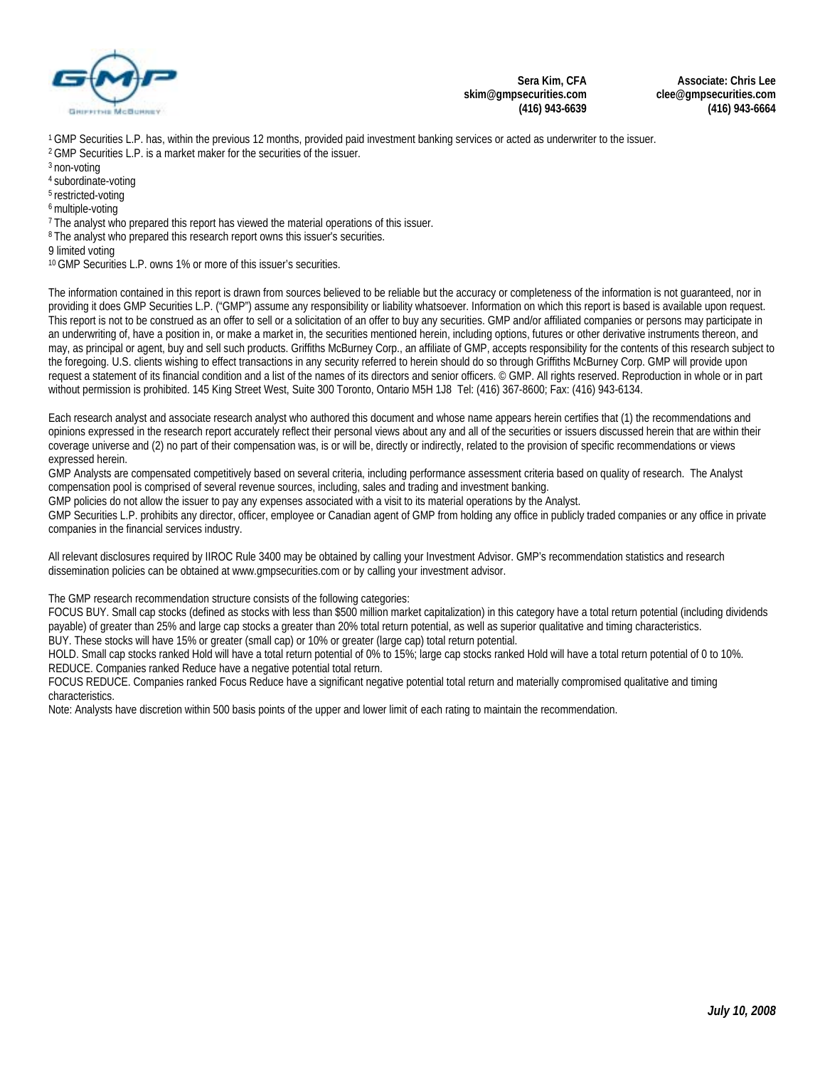Sera Kim, CFA
skim@gmpsecurities.com
(416) 943-6639

Associate: Chris Lee
clee@gmpsecurities.com
(416) 943-6664

[1] GMP Securities L.P. has, within the previous 12 months, provided paid investment banking services or acted as underwriter to the issuer.
[2] GMP Securities L.P. is a market maker for the securities of the issuer.
[3] non-voting
[4] subordinate-voting
[5] restricted-voting
[6] multiple-voting
[7] The analyst who prepared this report has viewed the material operations of this issuer.
[8] The analyst who prepared this research report owns this issuer's securities.
9 limited voting
[10] GMP Securities L.P. owns 1% or more of this issuer's securities.

The information contained in this report is drawn from sources believed to be reliable but the accuracy or completeness of the information is not guaranteed, nor in providing it does GMP Securities L.P. ("GMP") assume any responsibility or liability whatsoever. Information on which this report is based is available upon request. This report is not to be construed as an offer to sell or a solicitation of an offer to buy any securities. GMP and/or affiliated companies or persons may participate in an underwriting of, have a position in, or make a market in, the securities mentioned herein, including options, futures or other derivative instruments thereon, and may, as principal or agent, buy and sell such products. Griffiths McBurney Corp., an affiliate of GMP, accepts responsibility for the contents of this research subject to the foregoing. U.S. clients wishing to effect transactions in any security referred to herein should do so through Griffiths McBurney Corp. GMP will provide upon request a statement of its financial condition and a list of the names of its directors and senior officers. © GMP. All rights reserved. Reproduction in whole or in part without permission is prohibited. 145 King Street West, Suite 300 Toronto, Ontario M5H 1J8 Tel: (416) 367-8600; Fax: (416) 943-6134.

Each research analyst and associate research analyst who authored this document and whose name appears herein certifies that (1) the recommendations and opinions expressed in the research report accurately reflect their personal views about any and all of the securities or issuers discussed herein that are within their coverage universe and (2) no part of their compensation was, is or will be, directly or indirectly, related to the provision of specific recommendations or views expressed herein.
GMP Analysts are compensated competitively based on several criteria, including performance assessment criteria based on quality of research. The Analyst compensation pool is comprised of several revenue sources, including, sales and trading and investment banking.
GMP policies do not allow the issuer to pay any expenses associated with a visit to its material operations by the Analyst.
GMP Securities L.P. prohibits any director, officer, employee or Canadian agent of GMP from holding any office in publicly traded companies or any office in private companies in the financial services industry.

All relevant disclosures required by IIROC Rule 3400 may be obtained by calling your Investment Advisor. GMP's recommendation statistics and research dissemination policies can be obtained at www.gmpsecurities.com or by calling your investment advisor.

The GMP research recommendation structure consists of the following categories:
FOCUS BUY. Small cap stocks (defined as stocks with less than $500 million market capitalization) in this category have a total return potential (including dividends payable) of greater than 25% and large cap stocks a greater than 20% total return potential, as well as superior qualitative and timing characteristics.
BUY. These stocks will have 15% or greater (small cap) or 10% or greater (large cap) total return potential.
HOLD. Small cap stocks ranked Hold will have a total return potential of 0% to 15%; large cap stocks ranked Hold will have a total return potential of 0 to 10%.
REDUCE. Companies ranked Reduce have a negative potential total return.
FOCUS REDUCE. Companies ranked Focus Reduce have a significant negative potential total return and materially compromised qualitative and timing characteristics.
Note: Analysts have discretion within 500 basis points of the upper and lower limit of each rating to maintain the recommendation.

*July 10, 2008*